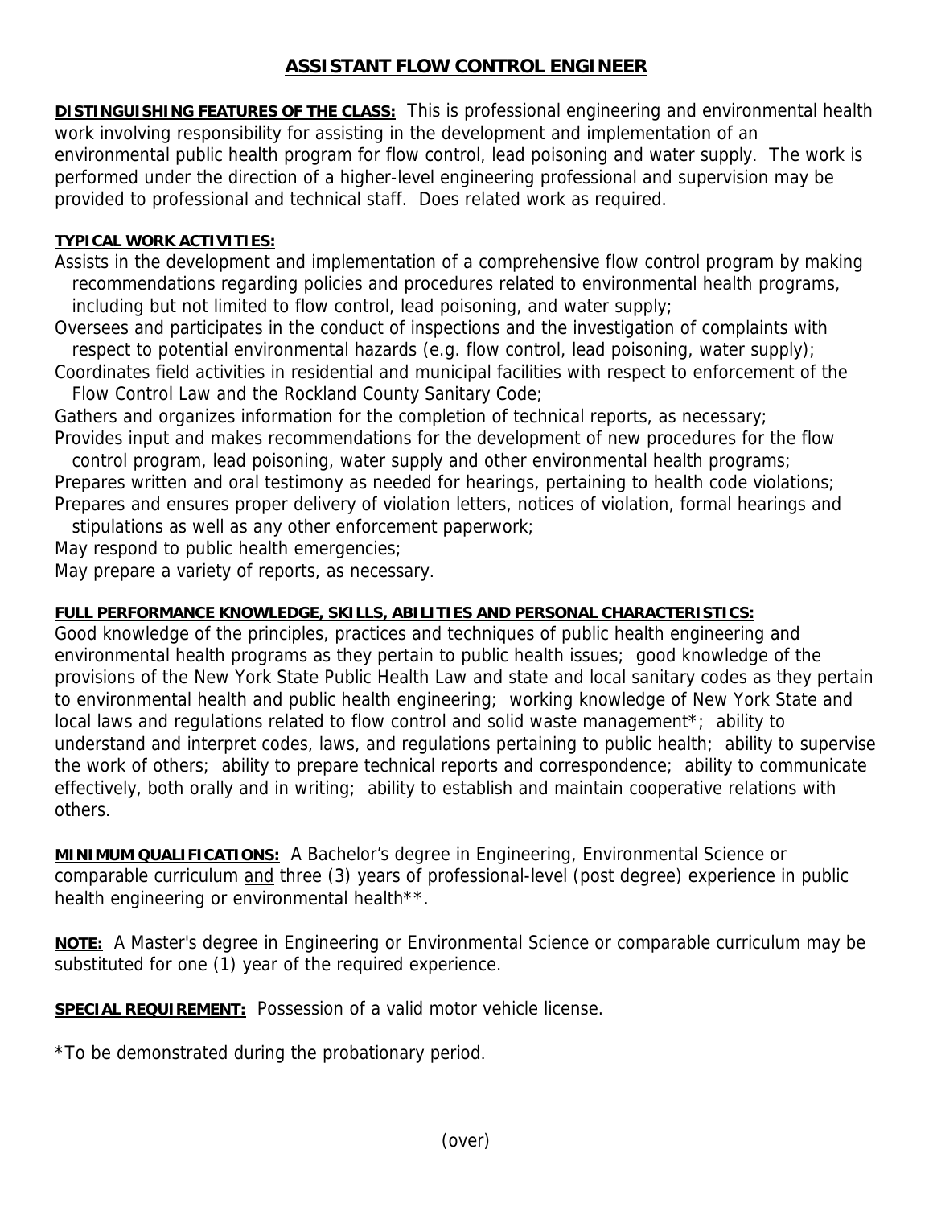# ASSISTANT FLOW CONTROL ENGINEER

**DISTINGUISHING FEATURES OF THE CLASS:** This is professional engineering and environmental health work involving responsibility for assisting in the development and implementation of an environmental public health program for flow control, lead poisoning and water supply. The work is performed under the direction of a higher-level engineering professional and supervision may be provided to professional and technical staff. Does related work as required.

**TYPICAL WORK ACTIVITIES:**

Assists in the development and implementation of a comprehensive flow control program by making recommendations regarding policies and procedures related to environmental health programs, including but not limited to flow control, lead poisoning, and water supply;

Oversees and participates in the conduct of inspections and the investigation of complaints with respect to potential environmental hazards (e.g. flow control, lead poisoning, water supply);

Coordinates field activities in residential and municipal facilities with respect to enforcement of the Flow Control Law and the Rockland County Sanitary Code;

Gathers and organizes information for the completion of technical reports, as necessary;

Provides input and makes recommendations for the development of new procedures for the flow control program, lead poisoning, water supply and other environmental health programs;

Prepares written and oral testimony as needed for hearings, pertaining to health code violations;

Prepares and ensures proper delivery of violation letters, notices of violation, formal hearings and stipulations as well as any other enforcement paperwork;

May respond to public health emergencies;

May prepare a variety of reports, as necessary.

**FULL PERFORMANCE KNOWLEDGE, SKILLS, ABILITIES AND PERSONAL CHARACTERISTICS:**

Good knowledge of the principles, practices and techniques of public health engineering and environmental health programs as they pertain to public health issues; good knowledge of the provisions of the New York State Public Health Law and state and local sanitary codes as they pertain to environmental health and public health engineering; working knowledge of New York State and local laws and regulations related to flow control and solid waste management*; ability to understand and interpret codes, laws, and regulations pertaining to public health; ability to supervise the work of others; ability to prepare technical reports and correspondence; ability to communicate effectively, both orally and in writing; ability to establish and maintain cooperative relations with others.

**MINIMUM QUALIFICATIONS:** A Bachelor's degree in Engineering, Environmental Science or comparable curriculum and three (3) years of professional-level (post degree) experience in public health engineering or environmental health**.

**NOTE:** A Master's degree in Engineering or Environmental Science or comparable curriculum may be substituted for one (1) year of the required experience.

**SPECIAL REQUIREMENT:** Possession of a valid motor vehicle license.

*To be demonstrated during the probationary period.

(over)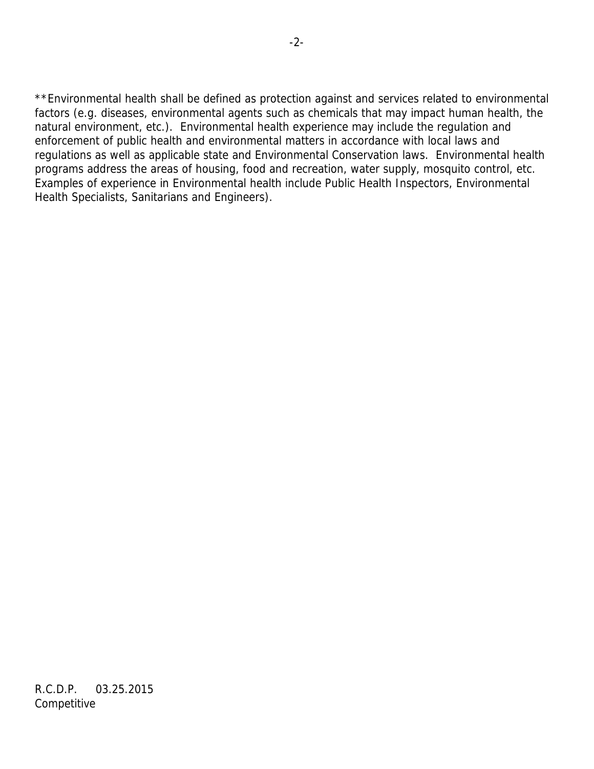**Environmental health shall be defined as protection against and services related to environmental factors (e.g. diseases, environmental agents such as chemicals that may impact human health, the natural environment, etc.). Environmental health experience may include the regulation and enforcement of public health and environmental matters in accordance with local laws and regulations as well as applicable state and Environmental Conservation laws. Environmental health programs address the areas of housing, food and recreation, water supply, mosquito control, etc. Examples of experience in Environmental health include Public Health Inspectors, Environmental Health Specialists, Sanitarians and Engineers).

R.C.D.P. 03.25.2015
Competitive